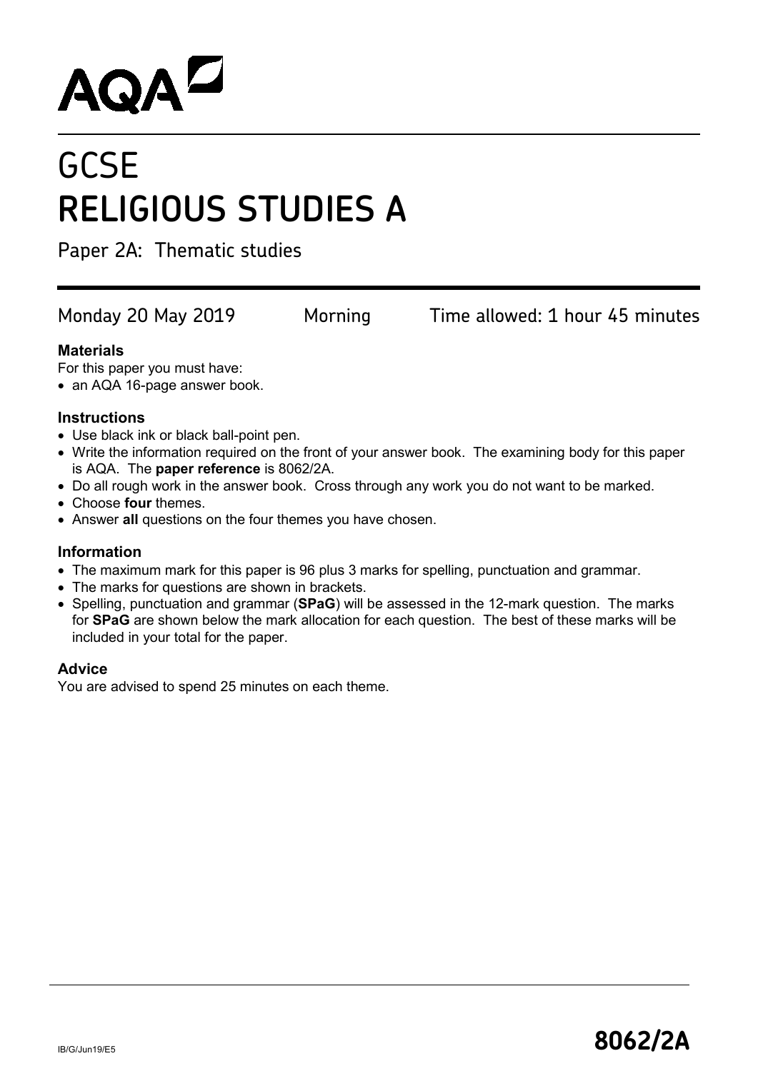AQA

# GCSE
# RELIGIOUS STUDIES A

Paper 2A: Thematic studies

Monday 20 May 2019 Morning Time allowed: 1 hour 45 minutes

### Materials

For this paper you must have:

- an AQA 16-page answer book.

### Instructions

- Use black ink or black ball-point pen.
- Write the information required on the front of your answer book. The examining body for this paper is AQA. The **paper reference** is 8062/2A.
- Do all rough work in the answer book. Cross through any work you do not want to be marked.
- Choose **four** themes.
- Answer **all** questions on the four themes you have chosen.

### Information

- The maximum mark for this paper is 96 plus 3 marks for spelling, punctuation and grammar.
- The marks for questions are shown in brackets.
- Spelling, punctuation and grammar (**SPaG**) will be assessed in the 12-mark question. The marks for **SPaG** are shown below the mark allocation for each question. The best of these marks will be included in your total for the paper.

### Advice

You are advised to spend 25 minutes on each theme.

IB/G/Jun19/E5

**8062/2A**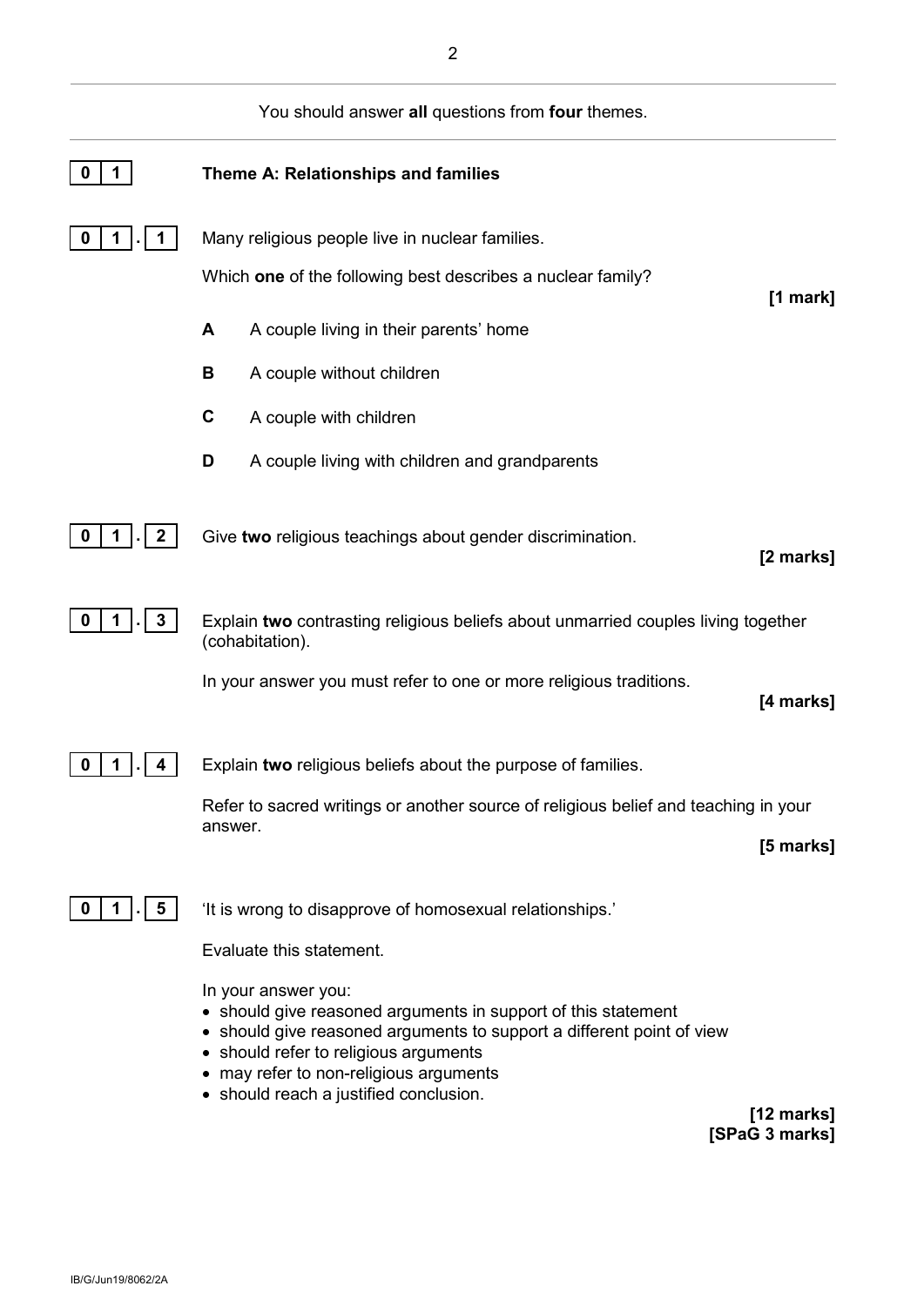You should answer **all** questions from **four** themes.

## 0 1 Theme A: Relationships and families

**0 1 . 1** Many religious people live in nuclear families.

Which **one** of the following best describes a nuclear family?

**[1 mark]**

**A** A couple living in their parents' home

**B** A couple without children

**C** A couple with children

**D** A couple living with children and grandparents

**0 1 . 2** Give **two** religious teachings about gender discrimination.

**[2 marks]**

**0 1 . 3** Explain **two** contrasting religious beliefs about unmarried couples living together (cohabitation).

In your answer you must refer to one or more religious traditions.

**[4 marks]**

**0 1 . 4** Explain **two** religious beliefs about the purpose of families.

Refer to sacred writings or another source of religious belief and teaching in your answer.

**[5 marks]**

**0 1 . 5** 'It is wrong to disapprove of homosexual relationships.'

Evaluate this statement.

In your answer you:

- should give reasoned arguments in support of this statement
- should give reasoned arguments to support a different point of view
- should refer to religious arguments
- may refer to non-religious arguments
- should reach a justified conclusion.

**[12 marks]**
**[SPaG 3 marks]**

IB/G/Jun19/8062/2A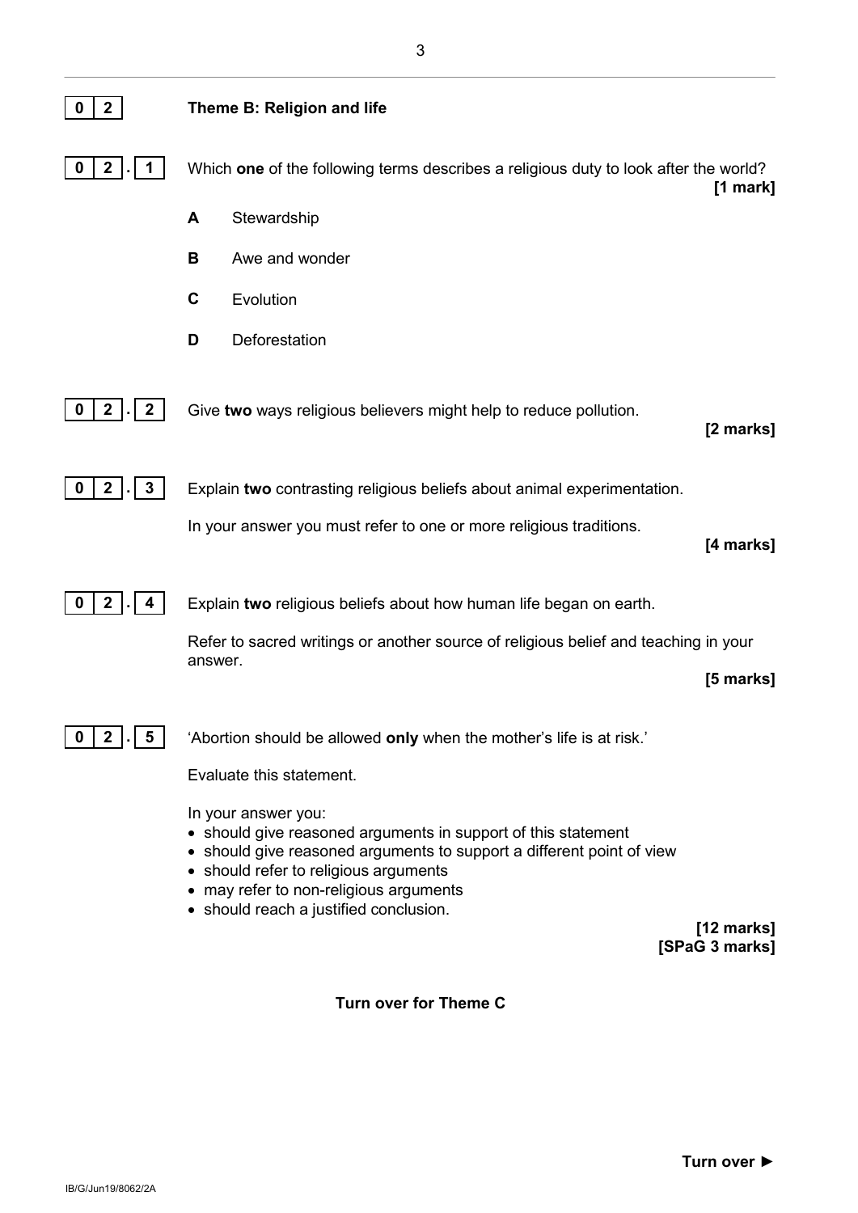## 0 2 Theme B: Religion and life

**0 2 . 1** Which **one** of the following terms describes a religious duty to look after the world? **[1 mark]**

**A** Stewardship

**B** Awe and wonder

**C** Evolution

**D** Deforestation

**0 2 . 2** Give **two** ways religious believers might help to reduce pollution. **[2 marks]**

**0 2 . 3** Explain **two** contrasting religious beliefs about animal experimentation.

In your answer you must refer to one or more religious traditions. **[4 marks]**

**0 2 . 4** Explain **two** religious beliefs about how human life began on earth.

Refer to sacred writings or another source of religious belief and teaching in your answer. **[5 marks]**

**0 2 . 5** 'Abortion should be allowed **only** when the mother's life is at risk.'

Evaluate this statement.

In your answer you:

- should give reasoned arguments in support of this statement
- should give reasoned arguments to support a different point of view
- should refer to religious arguments
- may refer to non-religious arguments
- should reach a justified conclusion.

**[12 marks]**
**[SPaG 3 marks]**

**Turn over for Theme C**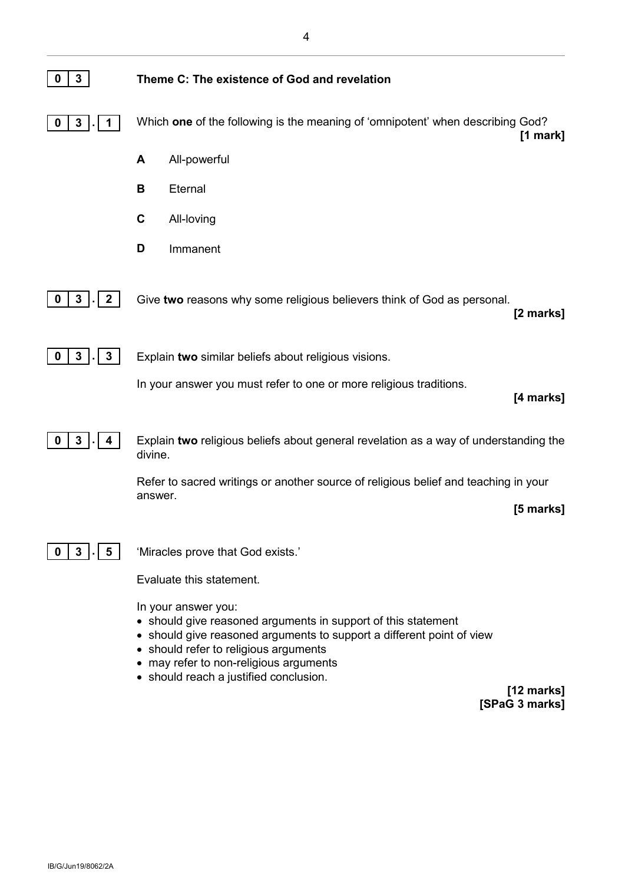**0 3** **Theme C: The existence of God and revelation**

**0 3 . 1** Which **one** of the following is the meaning of 'omnipotent' when describing God? **[1 mark]**

**A** All-powerful

**B** Eternal

**C** All-loving

**D** Immanent

**0 3 . 2** Give **two** reasons why some religious believers think of God as personal. **[2 marks]**

**0 3 . 3** Explain **two** similar beliefs about religious visions.

In your answer you must refer to one or more religious traditions. **[4 marks]**

**0 3 . 4** Explain **two** religious beliefs about general revelation as a way of understanding the divine.

Refer to sacred writings or another source of religious belief and teaching in your answer. **[5 marks]**

**0 3 . 5** 'Miracles prove that God exists.'

Evaluate this statement.

In your answer you:

- should give reasoned arguments in support of this statement
- should give reasoned arguments to support a different point of view
- should refer to religious arguments
- may refer to non-religious arguments
- should reach a justified conclusion.

**[12 marks]**
**[SPaG 3 marks]**

IB/G/Jun19/8062/2A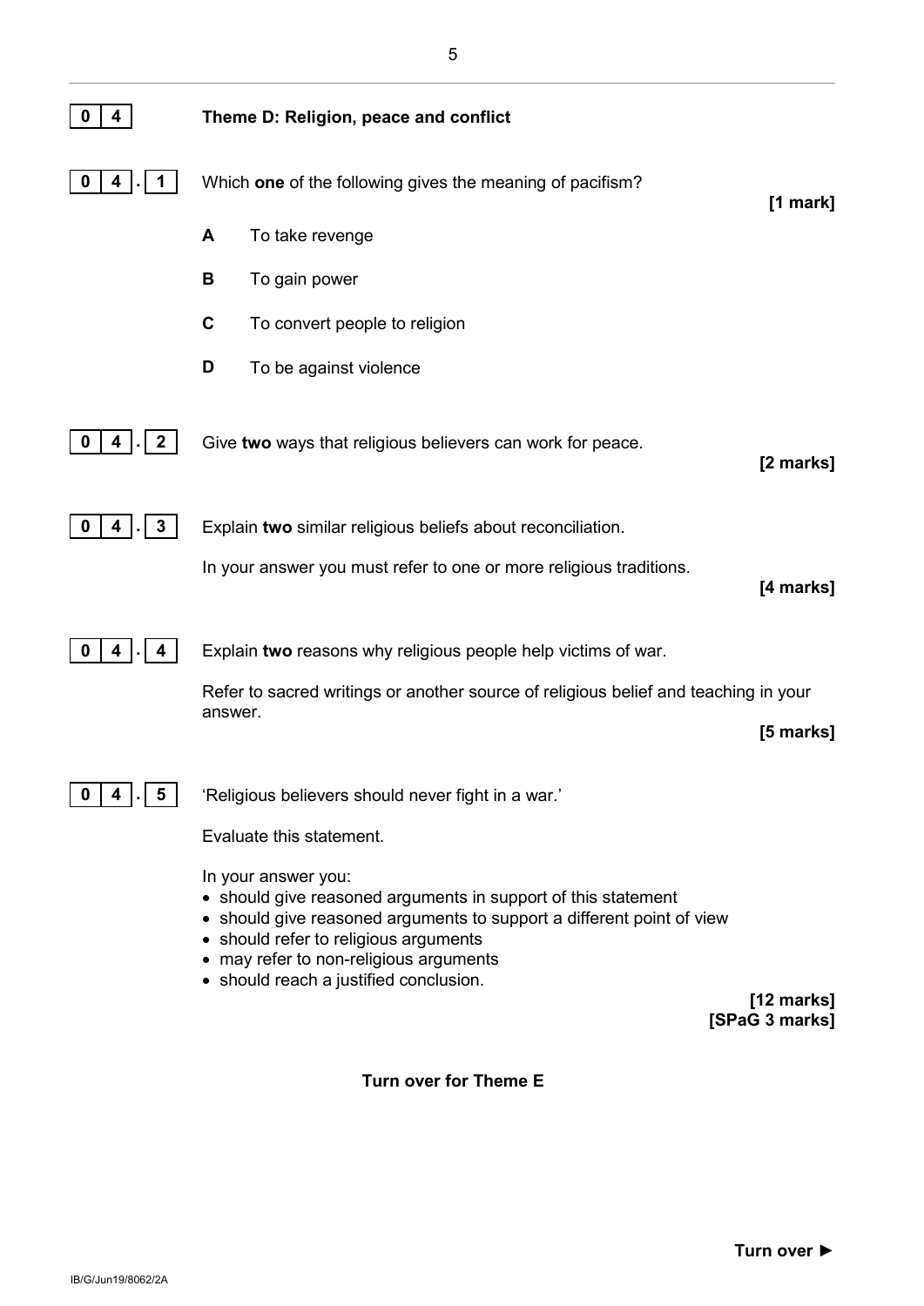## 0 4 Theme D: Religion, peace and conflict

**0 4 . 1** Which **one** of the following gives the meaning of pacifism? **[1 mark]**

**A** To take revenge

**B** To gain power

**C** To convert people to religion

**D** To be against violence

**0 4 . 2** Give **two** ways that religious believers can work for peace. **[2 marks]**

**0 4 . 3** Explain **two** similar religious beliefs about reconciliation.

In your answer you must refer to one or more religious traditions. **[4 marks]**

**0 4 . 4** Explain **two** reasons why religious people help victims of war.

Refer to sacred writings or another source of religious belief and teaching in your answer. **[5 marks]**

**0 4 . 5** 'Religious believers should never fight in a war.'

Evaluate this statement.

In your answer you:

- should give reasoned arguments in support of this statement
- should give reasoned arguments to support a different point of view
- should refer to religious arguments
- may refer to non-religious arguments
- should reach a justified conclusion.

**[12 marks]**
**[SPaG 3 marks]**

**Turn over for Theme E**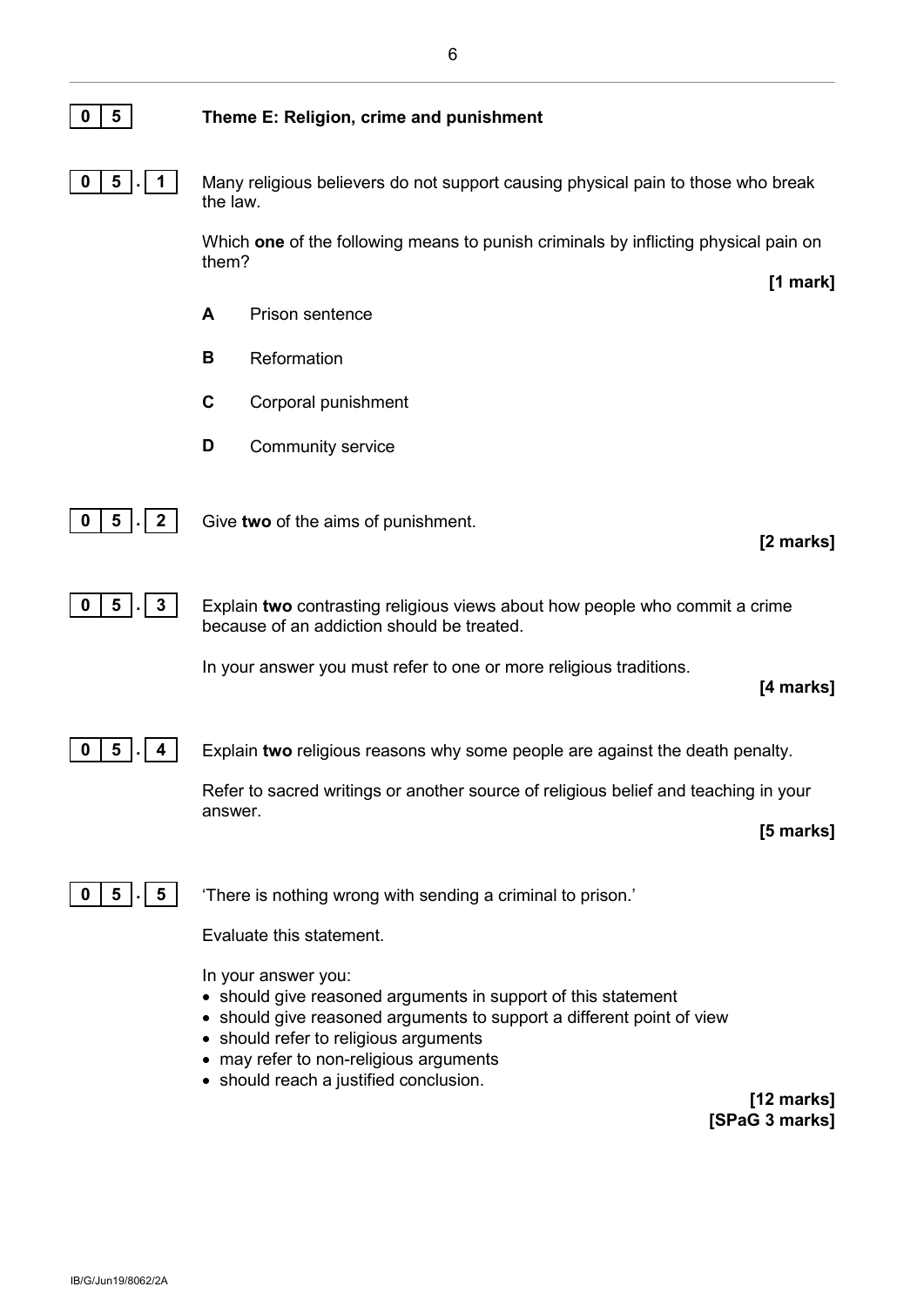## 0 5 Theme E: Religion, crime and punishment

**0 5 . 1** Many religious believers do not support causing physical pain to those who break the law.

Which **one** of the following means to punish criminals by inflicting physical pain on them?

**[1 mark]**

**A** Prison sentence

**B** Reformation

**C** Corporal punishment

**D** Community service

**0 5 . 2** Give **two** of the aims of punishment.

**[2 marks]**

**0 5 . 3** Explain **two** contrasting religious views about how people who commit a crime because of an addiction should be treated.

In your answer you must refer to one or more religious traditions.

**[4 marks]**

**0 5 . 4** Explain **two** religious reasons why some people are against the death penalty.

Refer to sacred writings or another source of religious belief and teaching in your answer.

**[5 marks]**

**0 5 . 5** 'There is nothing wrong with sending a criminal to prison.'

Evaluate this statement.

In your answer you:

- should give reasoned arguments in support of this statement
- should give reasoned arguments to support a different point of view
- should refer to religious arguments
- may refer to non-religious arguments
- should reach a justified conclusion.

**[12 marks]**
**[SPaG 3 marks]**

IB/G/Jun19/8062/2A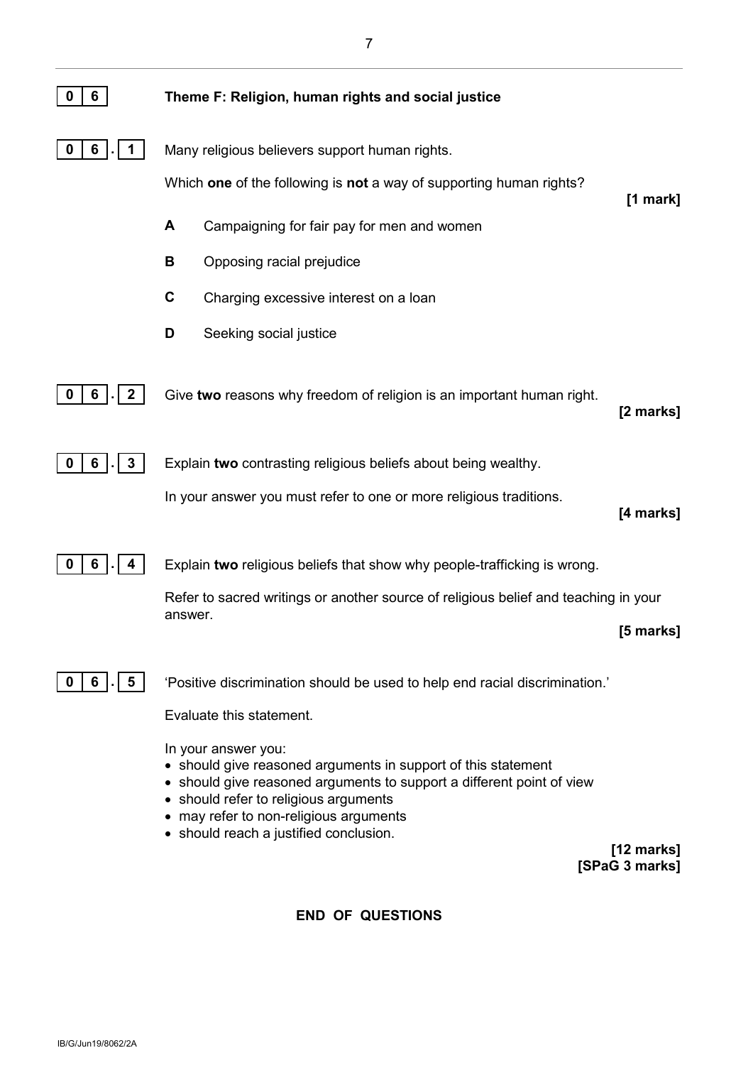**0 6** **Theme F: Religion, human rights and social justice**

**0 6 . 1** Many religious believers support human rights.

Which **one** of the following is **not** a way of supporting human rights?

**[1 mark]**

**A** Campaigning for fair pay for men and women

**B** Opposing racial prejudice

**C** Charging excessive interest on a loan

**D** Seeking social justice

**0 6 . 2** Give **two** reasons why freedom of religion is an important human right.

**[2 marks]**

**0 6 . 3** Explain **two** contrasting religious beliefs about being wealthy.

In your answer you must refer to one or more religious traditions.

**[4 marks]**

**0 6 . 4** Explain **two** religious beliefs that show why people-trafficking is wrong.

Refer to sacred writings or another source of religious belief and teaching in your answer.

**[5 marks]**

**0 6 . 5** 'Positive discrimination should be used to help end racial discrimination.'

Evaluate this statement.

In your answer you:

- should give reasoned arguments in support of this statement
- should give reasoned arguments to support a different point of view
- should refer to religious arguments
- may refer to non-religious arguments
- should reach a justified conclusion.

**[12 marks]**
**[SPaG 3 marks]**

**END OF QUESTIONS**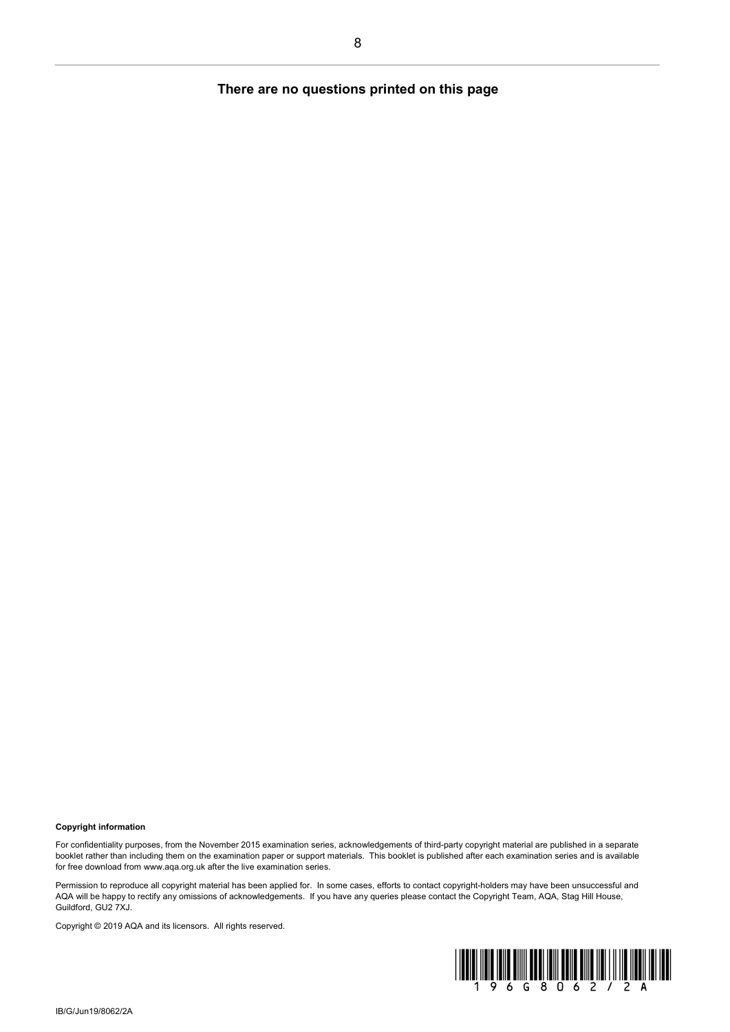**There are no questions printed on this page**

**Copyright information**

For confidentiality purposes, from the November 2015 examination series, acknowledgements of third-party copyright material are published in a separate booklet rather than including them on the examination paper or support materials. This booklet is published after each examination series and is available for free download from www.aqa.org.uk after the live examination series.

Permission to reproduce all copyright material has been applied for. In some cases, efforts to contact copyright-holders may have been unsuccessful and AQA will be happy to rectify any omissions of acknowledgements. If you have any queries please contact the Copyright Team, AQA, Stag Hill House, Guildford, GU2 7XJ.

Copyright © 2019 AQA and its licensors. All rights reserved.

196G8062/2A

IB/G/Jun19/8062/2A